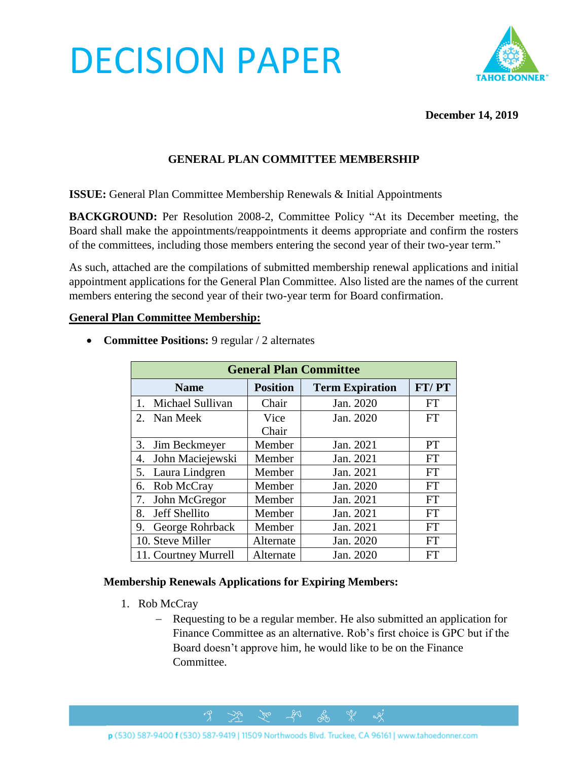# DECISION PAPER

**December 14, 2019**

## GENERAL PLAN COMMITTEE MEMBERSHIP

**ISSUE:** General Plan Committee Membership Renewals & Initial Appointments

**BACKGROUND:** Per Resolution 2008-2, Committee Policy "At its December meeting, the Board shall make the appointments/reappointments it deems appropriate and confirm the rosters of the committees, including those members entering the second year of their two-year term."

As such, attached are the compilations of submitted membership renewal applications and initial appointment applications for the General Plan Committee. Also listed are the names of the current members entering the second year of their two-year term for Board confirmation.

**General Plan Committee Membership:**

- **Committee Positions:** 9 regular / 2 alternates

| General Plan Committee | | | |
|---|---|---|---|
| **Name** | **Position** | **Term Expiration** | **FT/ PT** |
| 1. Michael Sullivan | Chair | Jan. 2020 | FT |
| 2. Nan Meek | Vice Chair | Jan. 2020 | FT |
| 3. Jim Beckmeyer | Member | Jan. 2021 | PT |
| 4. John Maciejewski | Member | Jan. 2021 | FT |
| 5. Laura Lindgren | Member | Jan. 2021 | FT |
| 6. Rob McCray | Member | Jan. 2020 | FT |
| 7. John McGregor | Member | Jan. 2021 | FT |
| 8. Jeff Shellito | Member | Jan. 2021 | FT |
| 9. George Rohrback | Member | Jan. 2021 | FT |
| 10. Steve Miller | Alternate | Jan. 2020 | FT |
| 11. Courtney Murrell | Alternate | Jan. 2020 | FT |

**Membership Renewals Applications for Expiring Members:**

1. Rob McCray
   - Requesting to be a regular member. He also submitted an application for Finance Committee as an alternative. Rob's first choice is GPC but if the Board doesn't approve him, he would like to be on the Finance Committee.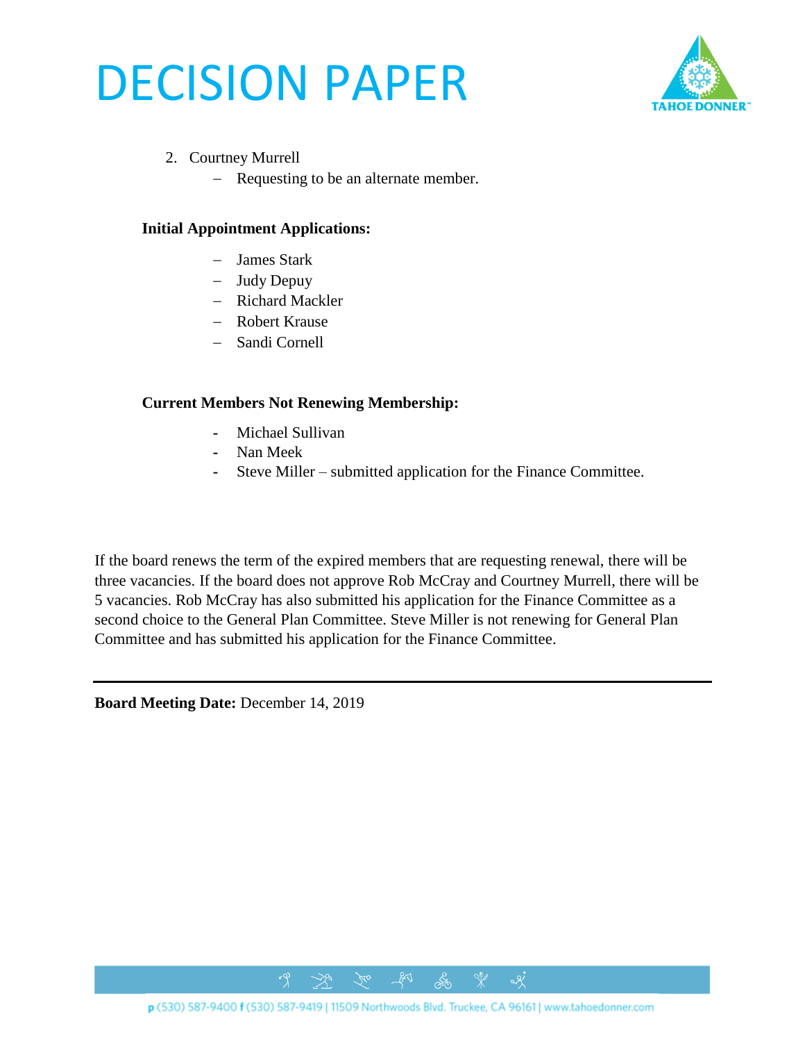2. Courtney Murrell
    - Requesting to be an alternate member.

**Initial Appointment Applications:**

- James Stark
- Judy Depuy
- Richard Mackler
- Robert Krause
- Sandi Cornell

**Current Members Not Renewing Membership:**

- Michael Sullivan
- Nan Meek
- Steve Miller – submitted application for the Finance Committee.

If the board renews the term of the expired members that are requesting renewal, there will be three vacancies. If the board does not approve Rob McCray and Courtney Murrell, there will be 5 vacancies. Rob McCray has also submitted his application for the Finance Committee as a second choice to the General Plan Committee. Steve Miller is not renewing for General Plan Committee and has submitted his application for the Finance Committee.

---

**Board Meeting Date:** December 14, 2019